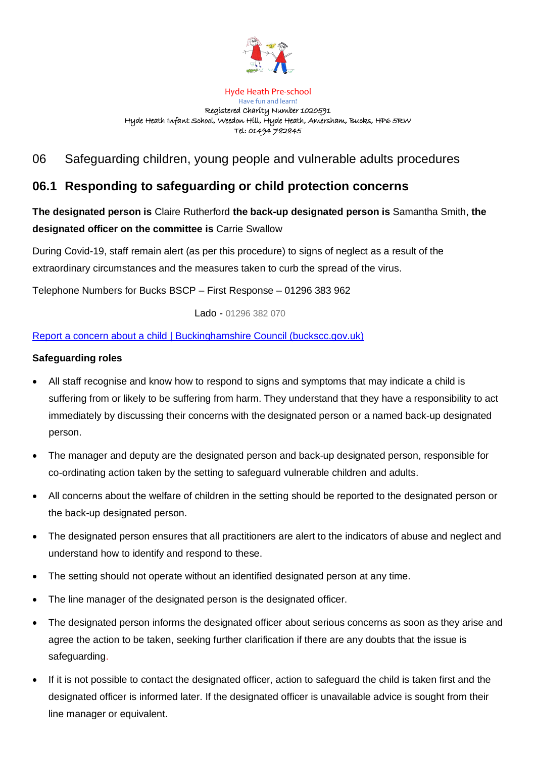Hyde Heath Pre-school
Have fun and learn!
Registered Charity Number 1020591
Hyde Heath Infant School, Weedon Hill, Hyde Heath, Amersham, Bucks, HP6 5RW
Tel: 01494 782845

# 06 Safeguarding children, young people and vulnerable adults procedures

## 06.1 Responding to safeguarding or child protection concerns

**The designated person is** Claire Rutherford **the back-up designated person is** Samantha Smith, **the designated officer on the committee is** Carrie Swallow

During Covid-19, staff remain alert (as per this procedure) to signs of neglect as a result of the extraordinary circumstances and the measures taken to curb the spread of the virus.

Telephone Numbers for Bucks BSCP – First Response – 01296 383 962

Lado - 01296 382 070

[Report a concern about a child | Buckinghamshire Council (buckscc.gov.uk)]

**Safeguarding roles**

- All staff recognise and know how to respond to signs and symptoms that may indicate a child is suffering from or likely to be suffering from harm. They understand that they have a responsibility to act immediately by discussing their concerns with the designated person or a named back-up designated person.
- The manager and deputy are the designated person and back-up designated person, responsible for co-ordinating action taken by the setting to safeguard vulnerable children and adults.
- All concerns about the welfare of children in the setting should be reported to the designated person or the back-up designated person.
- The designated person ensures that all practitioners are alert to the indicators of abuse and neglect and understand how to identify and respond to these.
- The setting should not operate without an identified designated person at any time.
- The line manager of the designated person is the designated officer.
- The designated person informs the designated officer about serious concerns as soon as they arise and agree the action to be taken, seeking further clarification if there are any doubts that the issue is safeguarding.
- If it is not possible to contact the designated officer, action to safeguard the child is taken first and the designated officer is informed later. If the designated officer is unavailable advice is sought from their line manager or equivalent.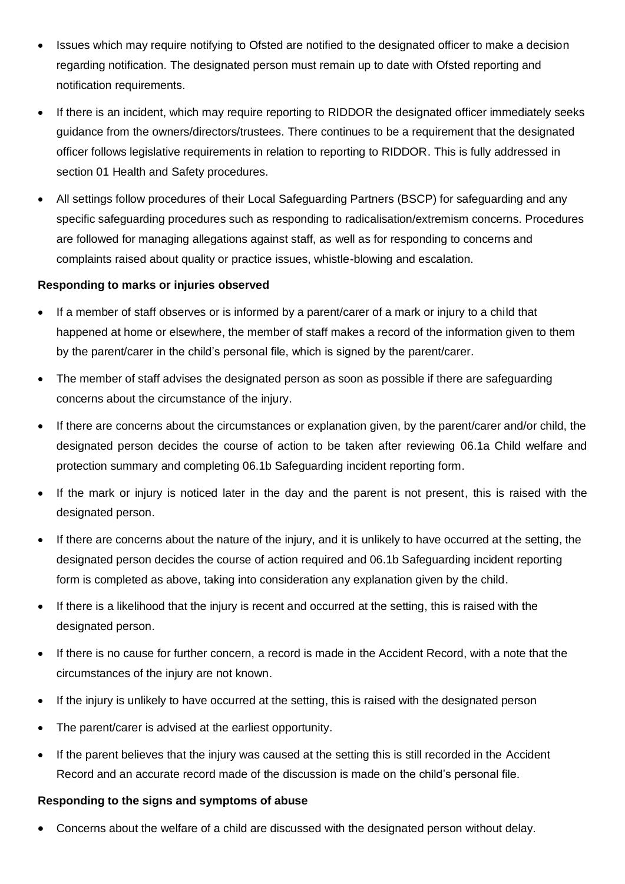- Issues which may require notifying to Ofsted are notified to the designated officer to make a decision regarding notification. The designated person must remain up to date with Ofsted reporting and notification requirements.
- If there is an incident, which may require reporting to RIDDOR the designated officer immediately seeks guidance from the owners/directors/trustees. There continues to be a requirement that the designated officer follows legislative requirements in relation to reporting to RIDDOR. This is fully addressed in section 01 Health and Safety procedures.
- All settings follow procedures of their Local Safeguarding Partners (BSCP) for safeguarding and any specific safeguarding procedures such as responding to radicalisation/extremism concerns. Procedures are followed for managing allegations against staff, as well as for responding to concerns and complaints raised about quality or practice issues, whistle-blowing and escalation.

**Responding to marks or injuries observed**

- If a member of staff observes or is informed by a parent/carer of a mark or injury to a child that happened at home or elsewhere, the member of staff makes a record of the information given to them by the parent/carer in the child's personal file, which is signed by the parent/carer.
- The member of staff advises the designated person as soon as possible if there are safeguarding concerns about the circumstance of the injury.
- If there are concerns about the circumstances or explanation given, by the parent/carer and/or child, the designated person decides the course of action to be taken after reviewing 06.1a Child welfare and protection summary and completing 06.1b Safeguarding incident reporting form.
- If the mark or injury is noticed later in the day and the parent is not present, this is raised with the designated person.
- If there are concerns about the nature of the injury, and it is unlikely to have occurred at the setting, the designated person decides the course of action required and 06.1b Safeguarding incident reporting form is completed as above, taking into consideration any explanation given by the child.
- If there is a likelihood that the injury is recent and occurred at the setting, this is raised with the designated person.
- If there is no cause for further concern, a record is made in the Accident Record, with a note that the circumstances of the injury are not known.
- If the injury is unlikely to have occurred at the setting, this is raised with the designated person
- The parent/carer is advised at the earliest opportunity.
- If the parent believes that the injury was caused at the setting this is still recorded in the Accident Record and an accurate record made of the discussion is made on the child's personal file.

**Responding to the signs and symptoms of abuse**

- Concerns about the welfare of a child are discussed with the designated person without delay.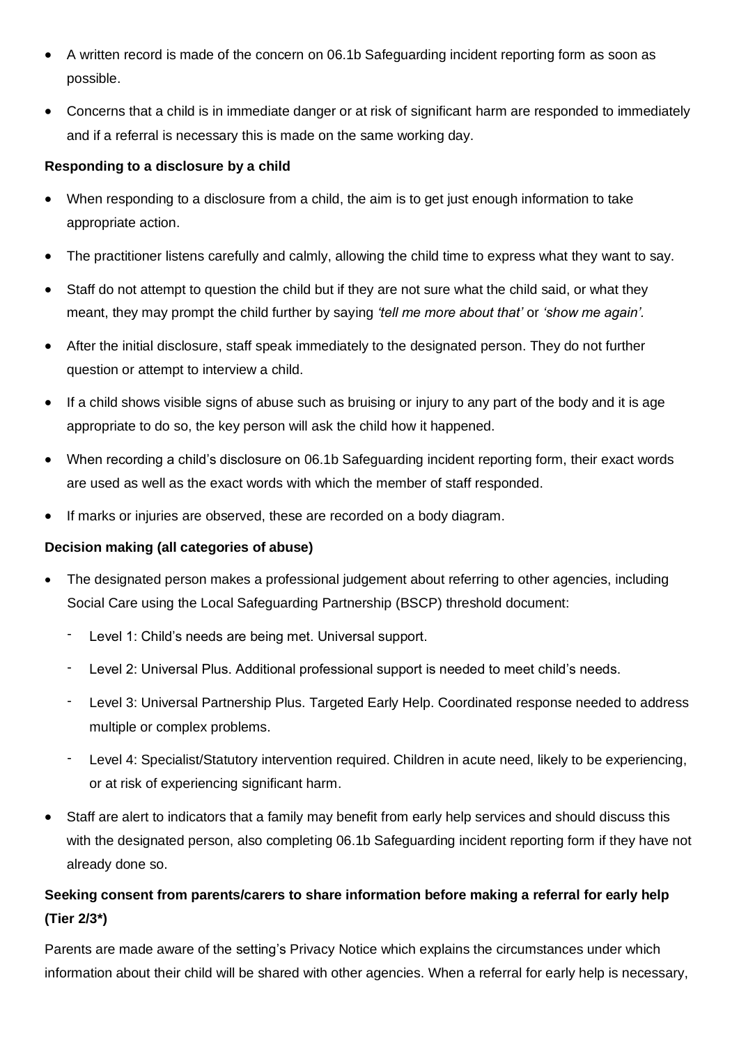- A written record is made of the concern on 06.1b Safeguarding incident reporting form as soon as possible.
- Concerns that a child is in immediate danger or at risk of significant harm are responded to immediately and if a referral is necessary this is made on the same working day.

**Responding to a disclosure by a child**

- When responding to a disclosure from a child, the aim is to get just enough information to take appropriate action.
- The practitioner listens carefully and calmly, allowing the child time to express what they want to say.
- Staff do not attempt to question the child but if they are not sure what the child said, or what they meant, they may prompt the child further by saying *'tell me more about that'* or *'show me again'.*
- After the initial disclosure, staff speak immediately to the designated person. They do not further question or attempt to interview a child.
- If a child shows visible signs of abuse such as bruising or injury to any part of the body and it is age appropriate to do so, the key person will ask the child how it happened.
- When recording a child's disclosure on 06.1b Safeguarding incident reporting form, their exact words are used as well as the exact words with which the member of staff responded.
- If marks or injuries are observed, these are recorded on a body diagram.

**Decision making (all categories of abuse)**

- The designated person makes a professional judgement about referring to other agencies, including Social Care using the Local Safeguarding Partnership (BSCP) threshold document:
  - Level 1: Child's needs are being met. Universal support.
  - Level 2: Universal Plus. Additional professional support is needed to meet child's needs.
  - Level 3: Universal Partnership Plus. Targeted Early Help. Coordinated response needed to address multiple or complex problems.
  - Level 4: Specialist/Statutory intervention required. Children in acute need, likely to be experiencing, or at risk of experiencing significant harm.
- Staff are alert to indicators that a family may benefit from early help services and should discuss this with the designated person, also completing 06.1b Safeguarding incident reporting form if they have not already done so.

**Seeking consent from parents/carers to share information before making a referral for early help (Tier 2/3*)**

Parents are made aware of the setting's Privacy Notice which explains the circumstances under which information about their child will be shared with other agencies. When a referral for early help is necessary,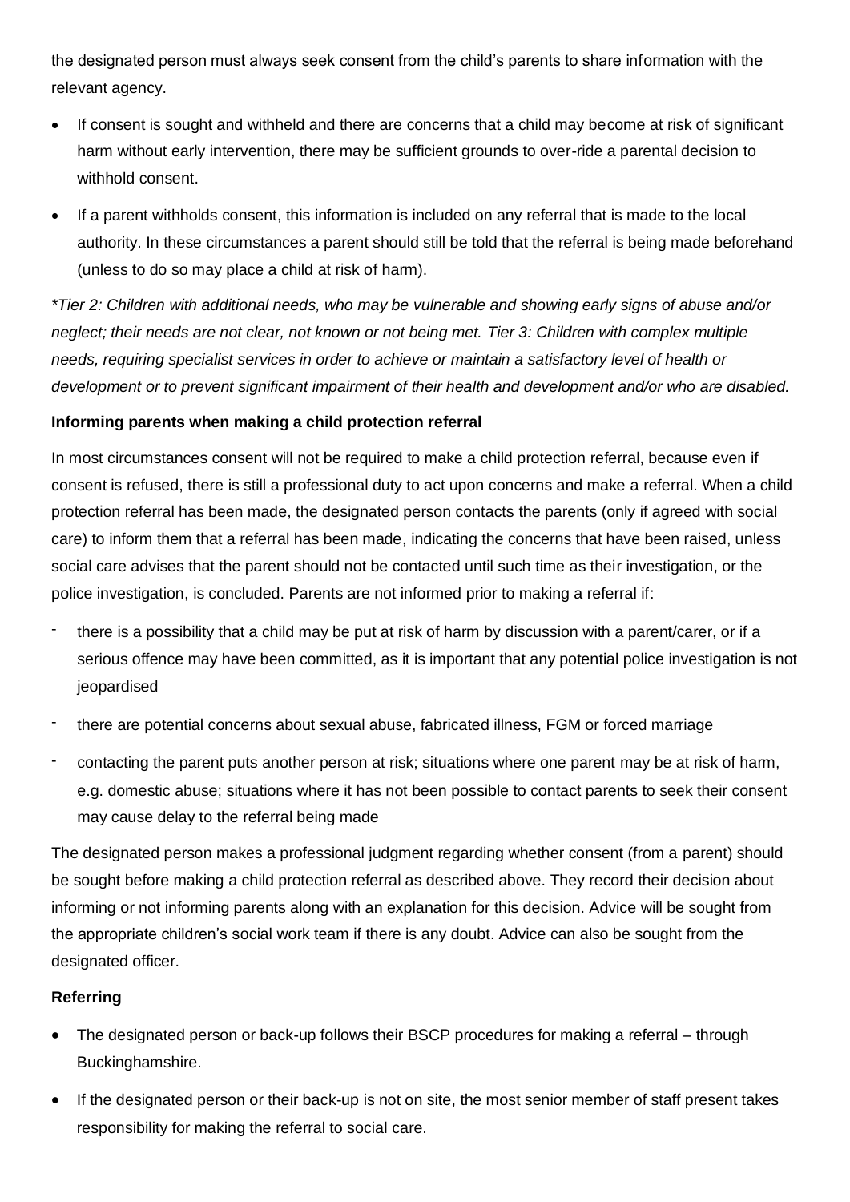the designated person must always seek consent from the child's parents to share information with the relevant agency.

- If consent is sought and withheld and there are concerns that a child may become at risk of significant harm without early intervention, there may be sufficient grounds to over-ride a parental decision to withhold consent.
- If a parent withholds consent, this information is included on any referral that is made to the local authority. In these circumstances a parent should still be told that the referral is being made beforehand (unless to do so may place a child at risk of harm).

*\*Tier 2: Children with additional needs, who may be vulnerable and showing early signs of abuse and/or neglect; their needs are not clear, not known or not being met. Tier 3: Children with complex multiple needs, requiring specialist services in order to achieve or maintain a satisfactory level of health or development or to prevent significant impairment of their health and development and/or who are disabled.*

**Informing parents when making a child protection referral**

In most circumstances consent will not be required to make a child protection referral, because even if consent is refused, there is still a professional duty to act upon concerns and make a referral. When a child protection referral has been made, the designated person contacts the parents (only if agreed with social care) to inform them that a referral has been made, indicating the concerns that have been raised, unless social care advises that the parent should not be contacted until such time as their investigation, or the police investigation, is concluded. Parents are not informed prior to making a referral if:

- there is a possibility that a child may be put at risk of harm by discussion with a parent/carer, or if a serious offence may have been committed, as it is important that any potential police investigation is not jeopardised
- there are potential concerns about sexual abuse, fabricated illness, FGM or forced marriage
- contacting the parent puts another person at risk; situations where one parent may be at risk of harm, e.g. domestic abuse; situations where it has not been possible to contact parents to seek their consent may cause delay to the referral being made

The designated person makes a professional judgment regarding whether consent (from a parent) should be sought before making a child protection referral as described above. They record their decision about informing or not informing parents along with an explanation for this decision. Advice will be sought from the appropriate children's social work team if there is any doubt. Advice can also be sought from the designated officer.

**Referring**

- The designated person or back-up follows their BSCP procedures for making a referral – through Buckinghamshire.
- If the designated person or their back-up is not on site, the most senior member of staff present takes responsibility for making the referral to social care.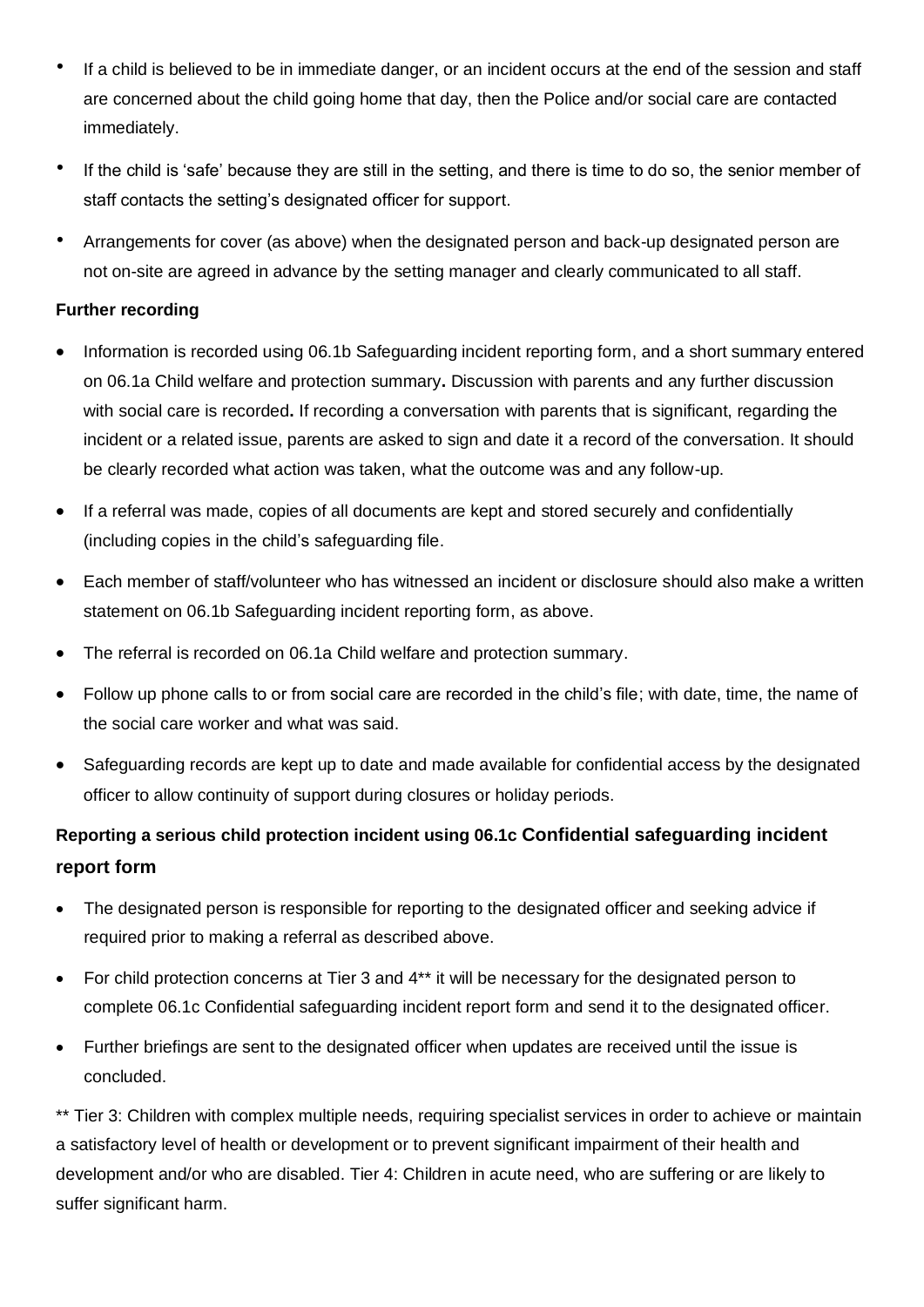- If a child is believed to be in immediate danger, or an incident occurs at the end of the session and staff are concerned about the child going home that day, then the Police and/or social care are contacted immediately.
- If the child is 'safe' because they are still in the setting, and there is time to do so, the senior member of staff contacts the setting's designated officer for support.
- Arrangements for cover (as above) when the designated person and back-up designated person are not on-site are agreed in advance by the setting manager and clearly communicated to all staff.

**Further recording**

- Information is recorded using 06.1b Safeguarding incident reporting form, and a short summary entered on 06.1a Child welfare and protection summary**.** Discussion with parents and any further discussion with social care is recorded**.** If recording a conversation with parents that is significant, regarding the incident or a related issue, parents are asked to sign and date it a record of the conversation. It should be clearly recorded what action was taken, what the outcome was and any follow-up.
- If a referral was made, copies of all documents are kept and stored securely and confidentially (including copies in the child's safeguarding file.
- Each member of staff/volunteer who has witnessed an incident or disclosure should also make a written statement on 06.1b Safeguarding incident reporting form, as above.
- The referral is recorded on 06.1a Child welfare and protection summary.
- Follow up phone calls to or from social care are recorded in the child's file; with date, time, the name of the social care worker and what was said.
- Safeguarding records are kept up to date and made available for confidential access by the designated officer to allow continuity of support during closures or holiday periods.

**Reporting a serious child protection incident using 06.1c Confidential safeguarding incident report form**

- The designated person is responsible for reporting to the designated officer and seeking advice if required prior to making a referral as described above.
- For child protection concerns at Tier 3 and 4** it will be necessary for the designated person to complete 06.1c Confidential safeguarding incident report form and send it to the designated officer.
- Further briefings are sent to the designated officer when updates are received until the issue is concluded.

** Tier 3: Children with complex multiple needs, requiring specialist services in order to achieve or maintain a satisfactory level of health or development or to prevent significant impairment of their health and development and/or who are disabled. Tier 4: Children in acute need, who are suffering or are likely to suffer significant harm.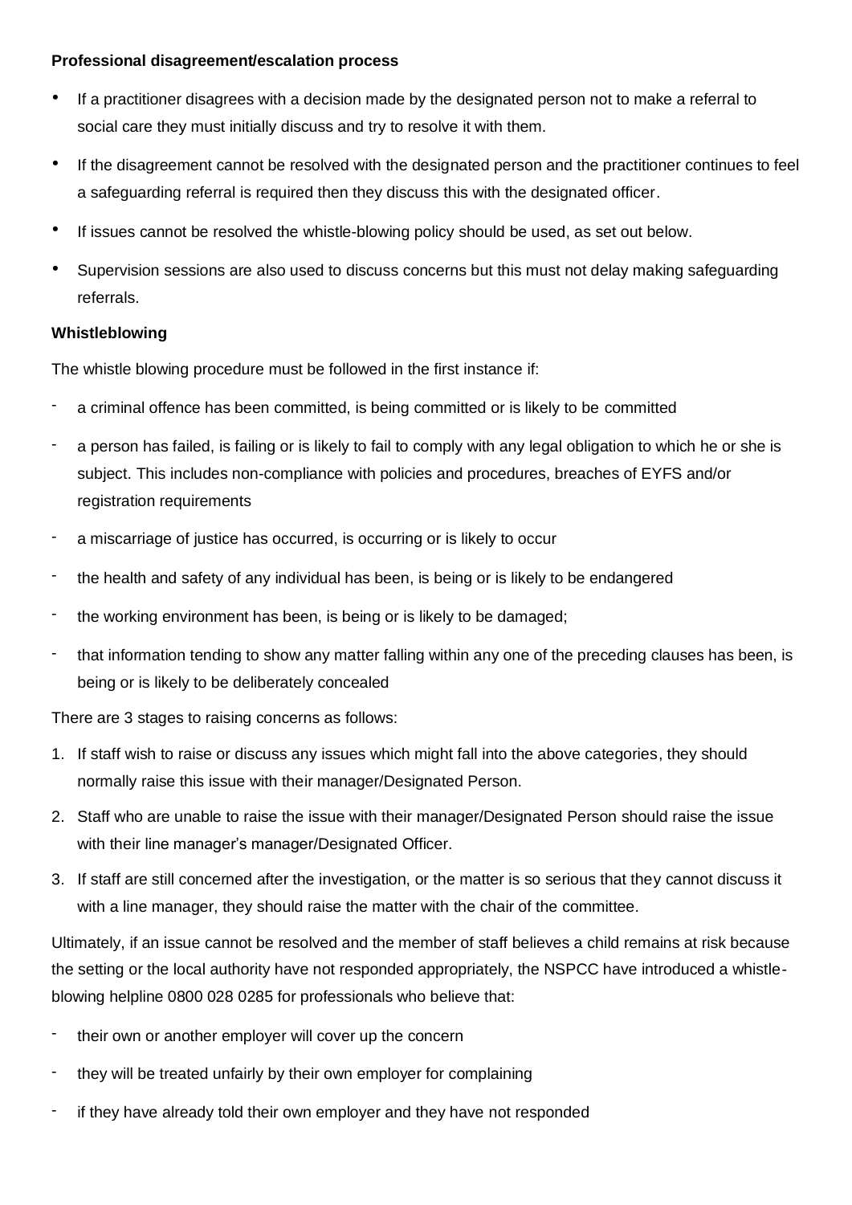**Professional disagreement/escalation process**

- If a practitioner disagrees with a decision made by the designated person not to make a referral to social care they must initially discuss and try to resolve it with them.
- If the disagreement cannot be resolved with the designated person and the practitioner continues to feel a safeguarding referral is required then they discuss this with the designated officer.
- If issues cannot be resolved the whistle-blowing policy should be used, as set out below.
- Supervision sessions are also used to discuss concerns but this must not delay making safeguarding referrals.

**Whistleblowing**

The whistle blowing procedure must be followed in the first instance if:

- a criminal offence has been committed, is being committed or is likely to be committed
- a person has failed, is failing or is likely to fail to comply with any legal obligation to which he or she is subject. This includes non-compliance with policies and procedures, breaches of EYFS and/or registration requirements
- a miscarriage of justice has occurred, is occurring or is likely to occur
- the health and safety of any individual has been, is being or is likely to be endangered
- the working environment has been, is being or is likely to be damaged;
- that information tending to show any matter falling within any one of the preceding clauses has been, is being or is likely to be deliberately concealed

There are 3 stages to raising concerns as follows:

1. If staff wish to raise or discuss any issues which might fall into the above categories, they should normally raise this issue with their manager/Designated Person.
2. Staff who are unable to raise the issue with their manager/Designated Person should raise the issue with their line manager's manager/Designated Officer.
3. If staff are still concerned after the investigation, or the matter is so serious that they cannot discuss it with a line manager, they should raise the matter with the chair of the committee.

Ultimately, if an issue cannot be resolved and the member of staff believes a child remains at risk because the setting or the local authority have not responded appropriately, the NSPCC have introduced a whistle-blowing helpline 0800 028 0285 for professionals who believe that:

- their own or another employer will cover up the concern
- they will be treated unfairly by their own employer for complaining
- if they have already told their own employer and they have not responded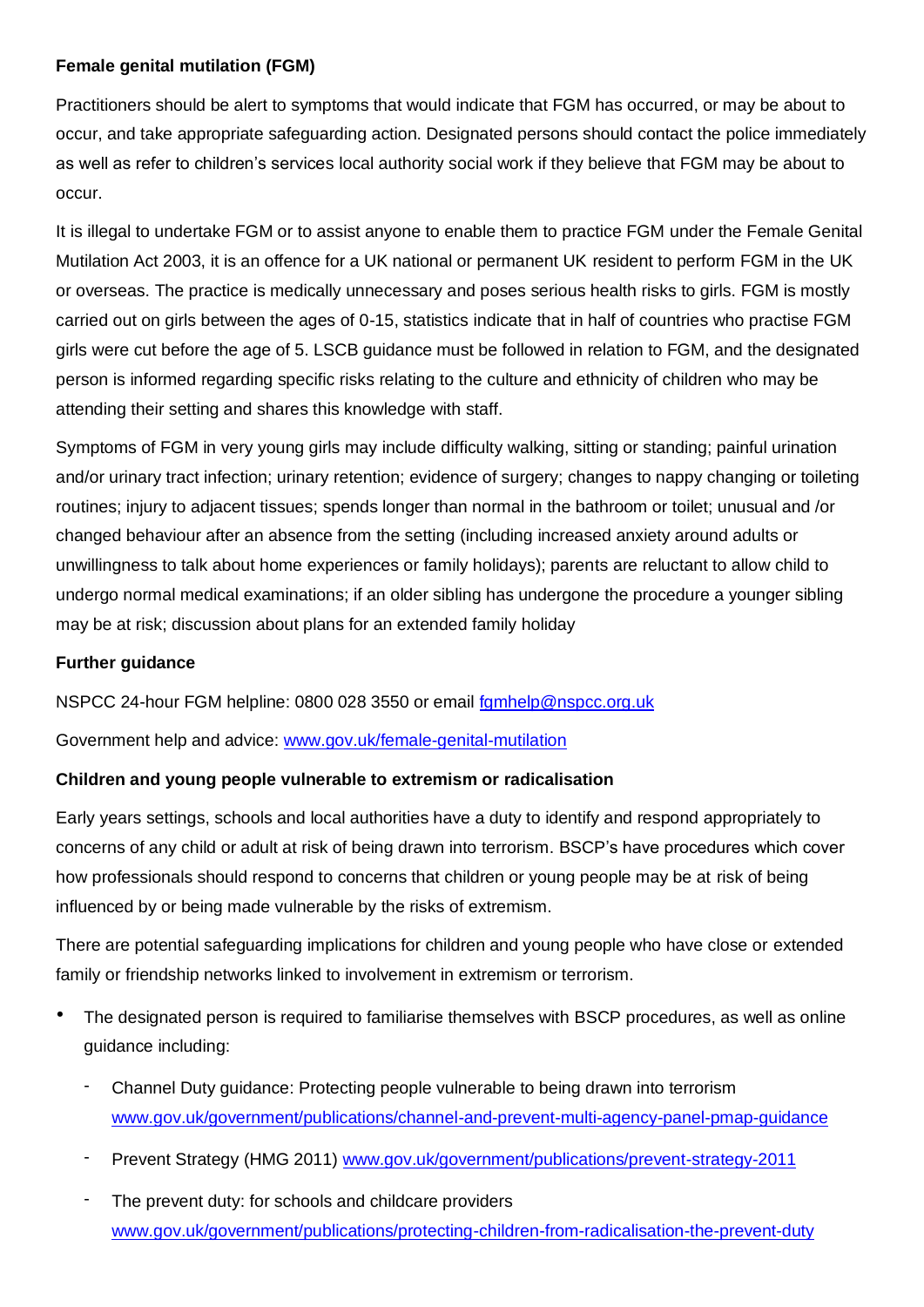**Female genital mutilation (FGM)**

Practitioners should be alert to symptoms that would indicate that FGM has occurred, or may be about to occur, and take appropriate safeguarding action. Designated persons should contact the police immediately as well as refer to children's services local authority social work if they believe that FGM may be about to occur.

It is illegal to undertake FGM or to assist anyone to enable them to practice FGM under the Female Genital Mutilation Act 2003, it is an offence for a UK national or permanent UK resident to perform FGM in the UK or overseas. The practice is medically unnecessary and poses serious health risks to girls. FGM is mostly carried out on girls between the ages of 0-15, statistics indicate that in half of countries who practise FGM girls were cut before the age of 5. LSCB guidance must be followed in relation to FGM, and the designated person is informed regarding specific risks relating to the culture and ethnicity of children who may be attending their setting and shares this knowledge with staff.

Symptoms of FGM in very young girls may include difficulty walking, sitting or standing; painful urination and/or urinary tract infection; urinary retention; evidence of surgery; changes to nappy changing or toileting routines; injury to adjacent tissues; spends longer than normal in the bathroom or toilet; unusual and /or changed behaviour after an absence from the setting (including increased anxiety around adults or unwillingness to talk about home experiences or family holidays); parents are reluctant to allow child to undergo normal medical examinations; if an older sibling has undergone the procedure a younger sibling may be at risk; discussion about plans for an extended family holiday

**Further guidance**

NSPCC 24-hour FGM helpline: 0800 028 3550 or email [fgmhelp@nspcc.org.uk](mailto:fgmhelp@nspcc.org.uk)

Government help and advice: [www.gov.uk/female-genital-mutilation](http://www.gov.uk/female-genital-mutilation)

**Children and young people vulnerable to extremism or radicalisation**

Early years settings, schools and local authorities have a duty to identify and respond appropriately to concerns of any child or adult at risk of being drawn into terrorism. BSCP's have procedures which cover how professionals should respond to concerns that children or young people may be at risk of being influenced by or being made vulnerable by the risks of extremism.

There are potential safeguarding implications for children and young people who have close or extended family or friendship networks linked to involvement in extremism or terrorism.

- The designated person is required to familiarise themselves with BSCP procedures, as well as online guidance including:
  - Channel Duty guidance: Protecting people vulnerable to being drawn into terrorism [www.gov.uk/government/publications/channel-and-prevent-multi-agency-panel-pmap-guidance](http://www.gov.uk/government/publications/channel-and-prevent-multi-agency-panel-pmap-guidance)
  - Prevent Strategy (HMG 2011) [www.gov.uk/government/publications/prevent-strategy-2011](http://www.gov.uk/government/publications/prevent-strategy-2011)
  - The prevent duty: for schools and childcare providers [www.gov.uk/government/publications/protecting-children-from-radicalisation-the-prevent-duty](http://www.gov.uk/government/publications/protecting-children-from-radicalisation-the-prevent-duty)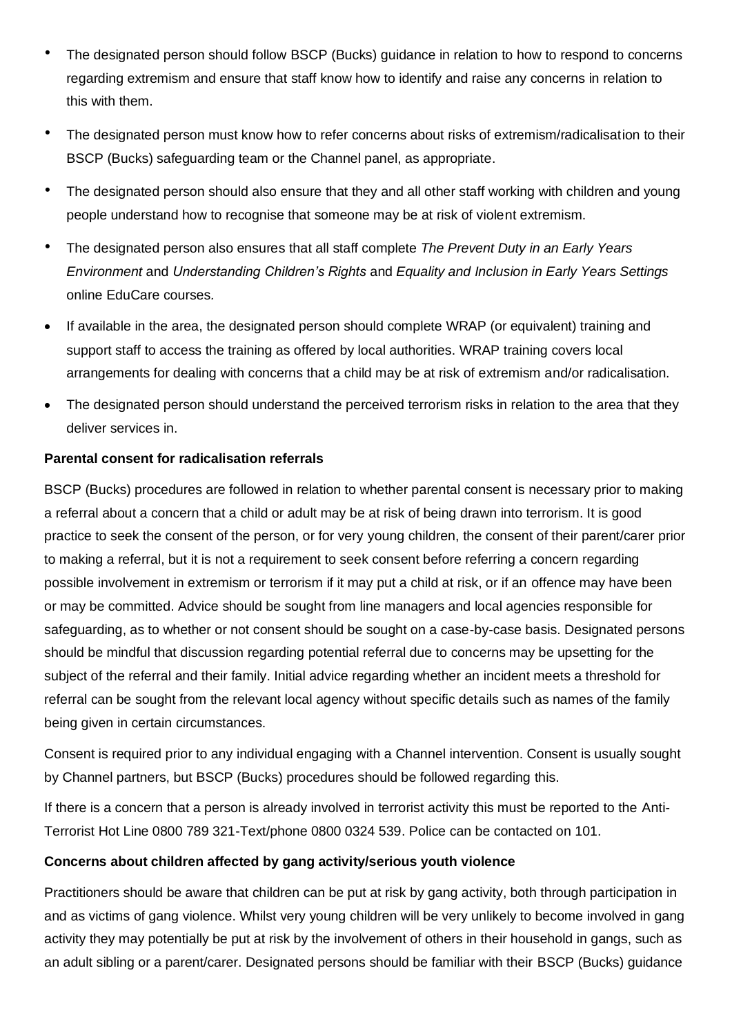- The designated person should follow BSCP (Bucks) guidance in relation to how to respond to concerns regarding extremism and ensure that staff know how to identify and raise any concerns in relation to this with them.
- The designated person must know how to refer concerns about risks of extremism/radicalisation to their BSCP (Bucks) safeguarding team or the Channel panel, as appropriate.
- The designated person should also ensure that they and all other staff working with children and young people understand how to recognise that someone may be at risk of violent extremism.
- The designated person also ensures that all staff complete *The Prevent Duty in an Early Years Environment* and *Understanding Children's Rights* and *Equality and Inclusion in Early Years Settings* online EduCare courses.
- If available in the area, the designated person should complete WRAP (or equivalent) training and support staff to access the training as offered by local authorities. WRAP training covers local arrangements for dealing with concerns that a child may be at risk of extremism and/or radicalisation.
- The designated person should understand the perceived terrorism risks in relation to the area that they deliver services in.

**Parental consent for radicalisation referrals**

BSCP (Bucks) procedures are followed in relation to whether parental consent is necessary prior to making a referral about a concern that a child or adult may be at risk of being drawn into terrorism. It is good practice to seek the consent of the person, or for very young children, the consent of their parent/carer prior to making a referral, but it is not a requirement to seek consent before referring a concern regarding possible involvement in extremism or terrorism if it may put a child at risk, or if an offence may have been or may be committed. Advice should be sought from line managers and local agencies responsible for safeguarding, as to whether or not consent should be sought on a case-by-case basis. Designated persons should be mindful that discussion regarding potential referral due to concerns may be upsetting for the subject of the referral and their family. Initial advice regarding whether an incident meets a threshold for referral can be sought from the relevant local agency without specific details such as names of the family being given in certain circumstances.

Consent is required prior to any individual engaging with a Channel intervention. Consent is usually sought by Channel partners, but BSCP (Bucks) procedures should be followed regarding this.

If there is a concern that a person is already involved in terrorist activity this must be reported to the Anti-Terrorist Hot Line 0800 789 321-Text/phone 0800 0324 539. Police can be contacted on 101.

**Concerns about children affected by gang activity/serious youth violence**

Practitioners should be aware that children can be put at risk by gang activity, both through participation in and as victims of gang violence. Whilst very young children will be very unlikely to become involved in gang activity they may potentially be put at risk by the involvement of others in their household in gangs, such as an adult sibling or a parent/carer. Designated persons should be familiar with their BSCP (Bucks) guidance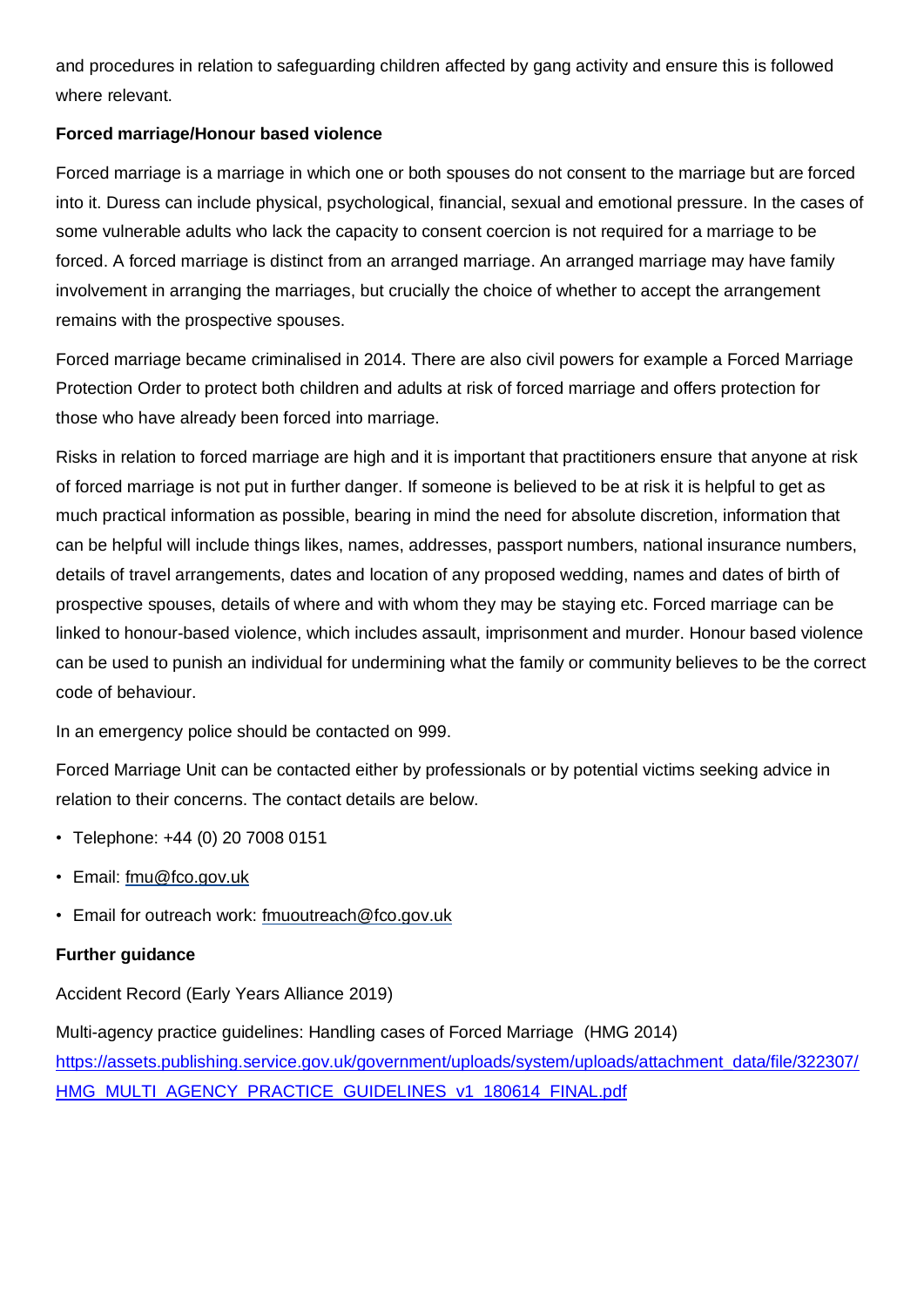and procedures in relation to safeguarding children affected by gang activity and ensure this is followed where relevant.

**Forced marriage/Honour based violence**

Forced marriage is a marriage in which one or both spouses do not consent to the marriage but are forced into it. Duress can include physical, psychological, financial, sexual and emotional pressure. In the cases of some vulnerable adults who lack the capacity to consent coercion is not required for a marriage to be forced. A forced marriage is distinct from an arranged marriage. An arranged marriage may have family involvement in arranging the marriages, but crucially the choice of whether to accept the arrangement remains with the prospective spouses.

Forced marriage became criminalised in 2014. There are also civil powers for example a Forced Marriage Protection Order to protect both children and adults at risk of forced marriage and offers protection for those who have already been forced into marriage.

Risks in relation to forced marriage are high and it is important that practitioners ensure that anyone at risk of forced marriage is not put in further danger. If someone is believed to be at risk it is helpful to get as much practical information as possible, bearing in mind the need for absolute discretion, information that can be helpful will include things likes, names, addresses, passport numbers, national insurance numbers, details of travel arrangements, dates and location of any proposed wedding, names and dates of birth of prospective spouses, details of where and with whom they may be staying etc. Forced marriage can be linked to honour-based violence, which includes assault, imprisonment and murder. Honour based violence can be used to punish an individual for undermining what the family or community believes to be the correct code of behaviour.

In an emergency police should be contacted on 999.

Forced Marriage Unit can be contacted either by professionals or by potential victims seeking advice in relation to their concerns. The contact details are below.

- Telephone: +44 (0) 20 7008 0151
- Email: fmu@fco.gov.uk
- Email for outreach work: fmuoutreach@fco.gov.uk

**Further guidance**

Accident Record (Early Years Alliance 2019)

Multi-agency practice guidelines: Handling cases of Forced Marriage (HMG 2014) https://assets.publishing.service.gov.uk/government/uploads/system/uploads/attachment_data/file/322307/HMG_MULTI_AGENCY_PRACTICE_GUIDELINES_v1_180614_FINAL.pdf